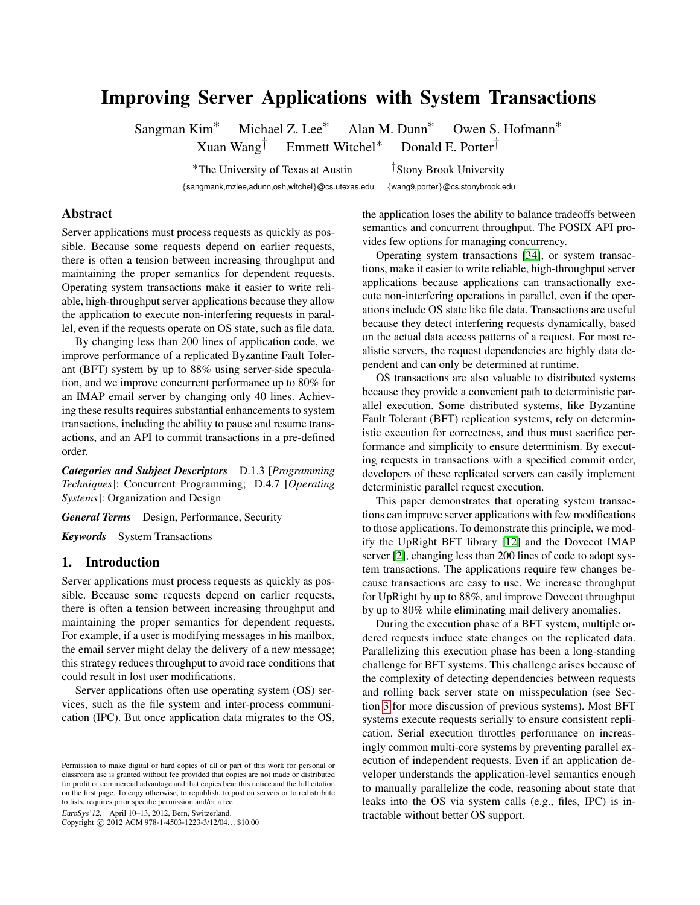# Improving Server Applications with System Transactions

Sangman Kim* Michael Z. Lee* Alan M. Dunn* Owen S. Hofmann*
Xuan Wang† Emmett Witchel* Donald E. Porter†

*The University of Texas at Austin †Stony Brook University

{sangmank,mzlee,adunn,osh,witchel}@cs.utexas.edu {wang9,porter}@cs.stonybrook.edu

## Abstract

Server applications must process requests as quickly as possible. Because some requests depend on earlier requests, there is often a tension between increasing throughput and maintaining the proper semantics for dependent requests. Operating system transactions make it easier to write reliable, high-throughput server applications because they allow the application to execute non-interfering requests in parallel, even if the requests operate on OS state, such as file data.

By changing less than 200 lines of application code, we improve performance of a replicated Byzantine Fault Tolerant (BFT) system by up to 88% using server-side speculation, and we improve concurrent performance up to 80% for an IMAP email server by changing only 40 lines. Achieving these results requires substantial enhancements to system transactions, including the ability to pause and resume transactions, and an API to commit transactions in a pre-defined order.

***Categories and Subject Descriptors*** D.1.3 [*Programming Techniques*]: Concurrent Programming; D.4.7 [*Operating Systems*]: Organization and Design

***General Terms*** Design, Performance, Security

***Keywords*** System Transactions

## 1. Introduction

Server applications must process requests as quickly as possible. Because some requests depend on earlier requests, there is often a tension between increasing throughput and maintaining the proper semantics for dependent requests. For example, if a user is modifying messages in his mailbox, the email server might delay the delivery of a new message; this strategy reduces throughput to avoid race conditions that could result in lost user modifications.

Server applications often use operating system (OS) services, such as the file system and inter-process communication (IPC). But once application data migrates to the OS, the application loses the ability to balance tradeoffs between semantics and concurrent throughput. The POSIX API provides few options for managing concurrency.

Operating system transactions [34], or system transactions, make it easier to write reliable, high-throughput server applications because applications can transactionally execute non-interfering operations in parallel, even if the operations include OS state like file data. Transactions are useful because they detect interfering requests dynamically, based on the actual data access patterns of a request. For most realistic servers, the request dependencies are highly data dependent and can only be determined at runtime.

OS transactions are also valuable to distributed systems because they provide a convenient path to deterministic parallel execution. Some distributed systems, like Byzantine Fault Tolerant (BFT) replication systems, rely on deterministic execution for correctness, and thus must sacrifice performance and simplicity to ensure determinism. By executing requests in transactions with a specified commit order, developers of these replicated servers can easily implement deterministic parallel request execution.

This paper demonstrates that operating system transactions can improve server applications with few modifications to those applications. To demonstrate this principle, we modify the UpRight BFT library [12] and the Dovecot IMAP server [2], changing less than 200 lines of code to adopt system transactions. The applications require few changes because transactions are easy to use. We increase throughput for UpRight by up to 88%, and improve Dovecot throughput by up to 80% while eliminating mail delivery anomalies.

During the execution phase of a BFT system, multiple ordered requests induce state changes on the replicated data. Parallelizing this execution phase has been a long-standing challenge for BFT systems. This challenge arises because of the complexity of detecting dependencies between requests and rolling back server state on misspeculation (see Section 3 for more discussion of previous systems). Most BFT systems execute requests serially to ensure consistent replication. Serial execution throttles performance on increasingly common multi-core systems by preventing parallel execution of independent requests. Even if an application developer understands the application-level semantics enough to manually parallelize the code, reasoning about state that leaks into the OS via system calls (e.g., files, IPC) is intractable without better OS support.

Permission to make digital or hard copies of all or part of this work for personal or classroom use is granted without fee provided that copies are not made or distributed for profit or commercial advantage and that copies bear this notice and the full citation on the first page. To copy otherwise, to republish, to post on servers or to redistribute to lists, requires prior specific permission and/or a fee.

*EuroSys'12,* April 10–13, 2012, Bern, Switzerland.
Copyright © 2012 ACM 978-1-4503-1223-3/12/04... $10.00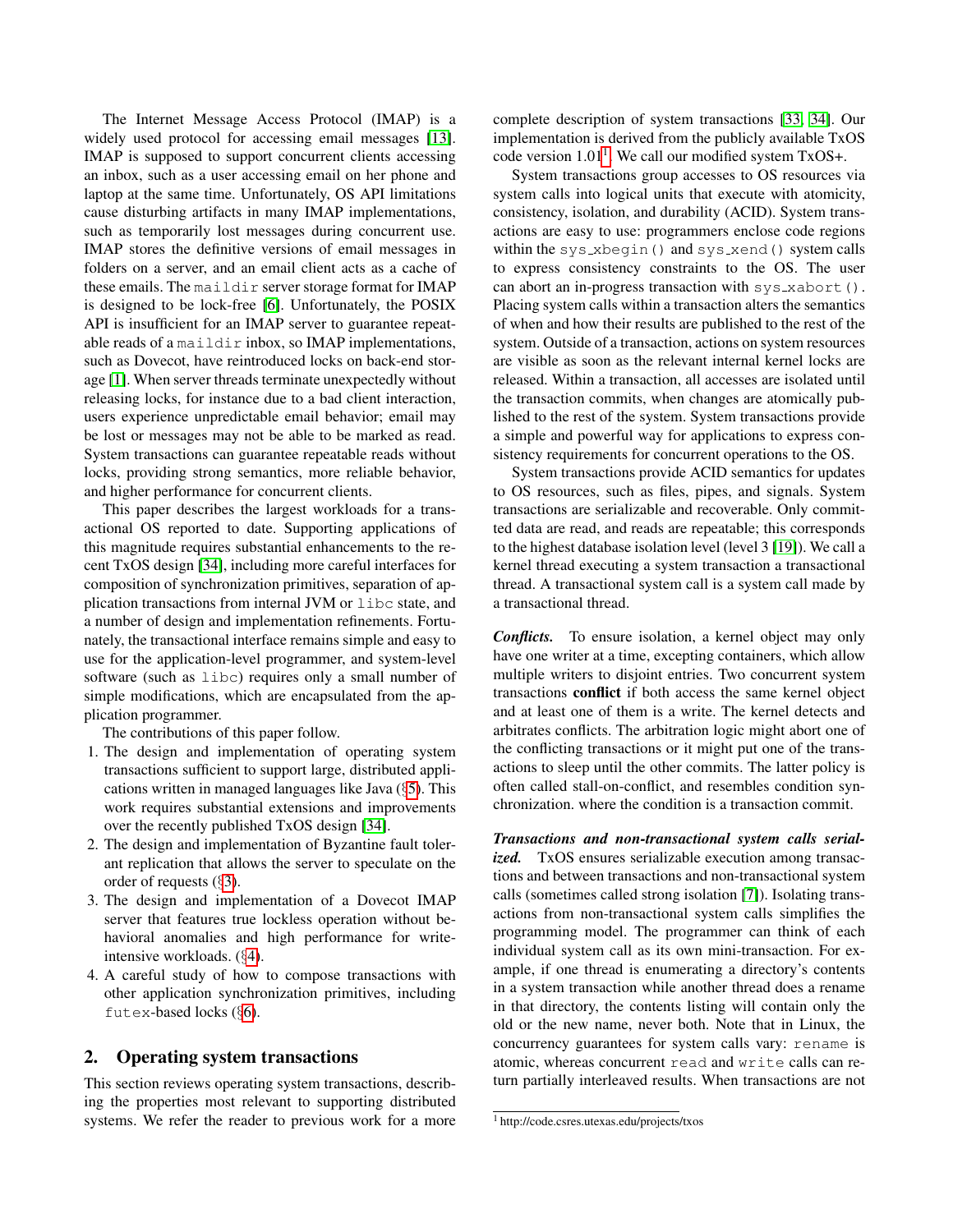The Internet Message Access Protocol (IMAP) is a widely used protocol for accessing email messages [13]. IMAP is supposed to support concurrent clients accessing an inbox, such as a user accessing email on her phone and laptop at the same time. Unfortunately, OS API limitations cause disturbing artifacts in many IMAP implementations, such as temporarily lost messages during concurrent use. IMAP stores the definitive versions of email messages in folders on a server, and an email client acts as a cache of these emails. The `maildir` server storage format for IMAP is designed to be lock-free [6]. Unfortunately, the POSIX API is insufficient for an IMAP server to guarantee repeatable reads of a `maildir` inbox, so IMAP implementations, such as Dovecot, have reintroduced locks on back-end storage [1]. When server threads terminate unexpectedly without releasing locks, for instance due to a bad client interaction, users experience unpredictable email behavior; email may be lost or messages may not be able to be marked as read. System transactions can guarantee repeatable reads without locks, providing strong semantics, more reliable behavior, and higher performance for concurrent clients.

This paper describes the largest workloads for a transactional OS reported to date. Supporting applications of this magnitude requires substantial enhancements to the recent TxOS design [34], including more careful interfaces for composition of synchronization primitives, separation of application transactions from internal JVM or `libc` state, and a number of design and implementation refinements. Fortunately, the transactional interface remains simple and easy to use for the application-level programmer, and system-level software (such as `libc`) requires only a small number of simple modifications, which are encapsulated from the application programmer.

The contributions of this paper follow.

1. The design and implementation of operating system transactions sufficient to support large, distributed applications written in managed languages like Java (§5). This work requires substantial extensions and improvements over the recently published TxOS design [34].
2. The design and implementation of Byzantine fault tolerant replication that allows the server to speculate on the order of requests (§3).
3. The design and implementation of a Dovecot IMAP server that features true lockless operation without behavioral anomalies and high performance for write-intensive workloads. (§4).
4. A careful study of how to compose transactions with other application synchronization primitives, including `futex`-based locks (§6).

## 2. Operating system transactions

This section reviews operating system transactions, describing the properties most relevant to supporting distributed systems. We refer the reader to previous work for a more complete description of system transactions [33, 34]. Our implementation is derived from the publicly available TxOS code version 1.01[1]. We call our modified system TxOS+.

System transactions group accesses to OS resources via system calls into logical units that execute with atomicity, consistency, isolation, and durability (ACID). System transactions are easy to use: programmers enclose code regions within the `sys_xbegin()` and `sys_xend()` system calls to express consistency constraints to the OS. The user can abort an in-progress transaction with `sys_xabort()`. Placing system calls within a transaction alters the semantics of when and how their results are published to the rest of the system. Outside of a transaction, actions on system resources are visible as soon as the relevant internal kernel locks are released. Within a transaction, all accesses are isolated until the transaction commits, when changes are atomically published to the rest of the system. System transactions provide a simple and powerful way for applications to express consistency requirements for concurrent operations to the OS.

System transactions provide ACID semantics for updates to OS resources, such as files, pipes, and signals. System transactions are serializable and recoverable. Only committed data are read, and reads are repeatable; this corresponds to the highest database isolation level (level 3 [19]). We call a kernel thread executing a system transaction a transactional thread. A transactional system call is a system call made by a transactional thread.

***Conflicts.*** To ensure isolation, a kernel object may only have one writer at a time, excepting containers, which allow multiple writers to disjoint entries. Two concurrent system transactions **conflict** if both access the same kernel object and at least one of them is a write. The kernel detects and arbitrates conflicts. The arbitration logic might abort one of the conflicting transactions or it might put one of the transactions to sleep until the other commits. The latter policy is often called stall-on-conflict, and resembles condition synchronization. where the condition is a transaction commit.

***Transactions and non-transactional system calls serialized.*** TxOS ensures serializable execution among transactions and between transactions and non-transactional system calls (sometimes called strong isolation [7]). Isolating transactions from non-transactional system calls simplifies the programming model. The programmer can think of each individual system call as its own mini-transaction. For example, if one thread is enumerating a directory's contents in a system transaction while another thread does a rename in that directory, the contents listing will contain only the old or the new name, never both. Note that in Linux, the concurrency guarantees for system calls vary: `rename` is atomic, whereas concurrent `read` and `write` calls can return partially interleaved results. When transactions are not

[1] http://code.csres.utexas.edu/projects/txos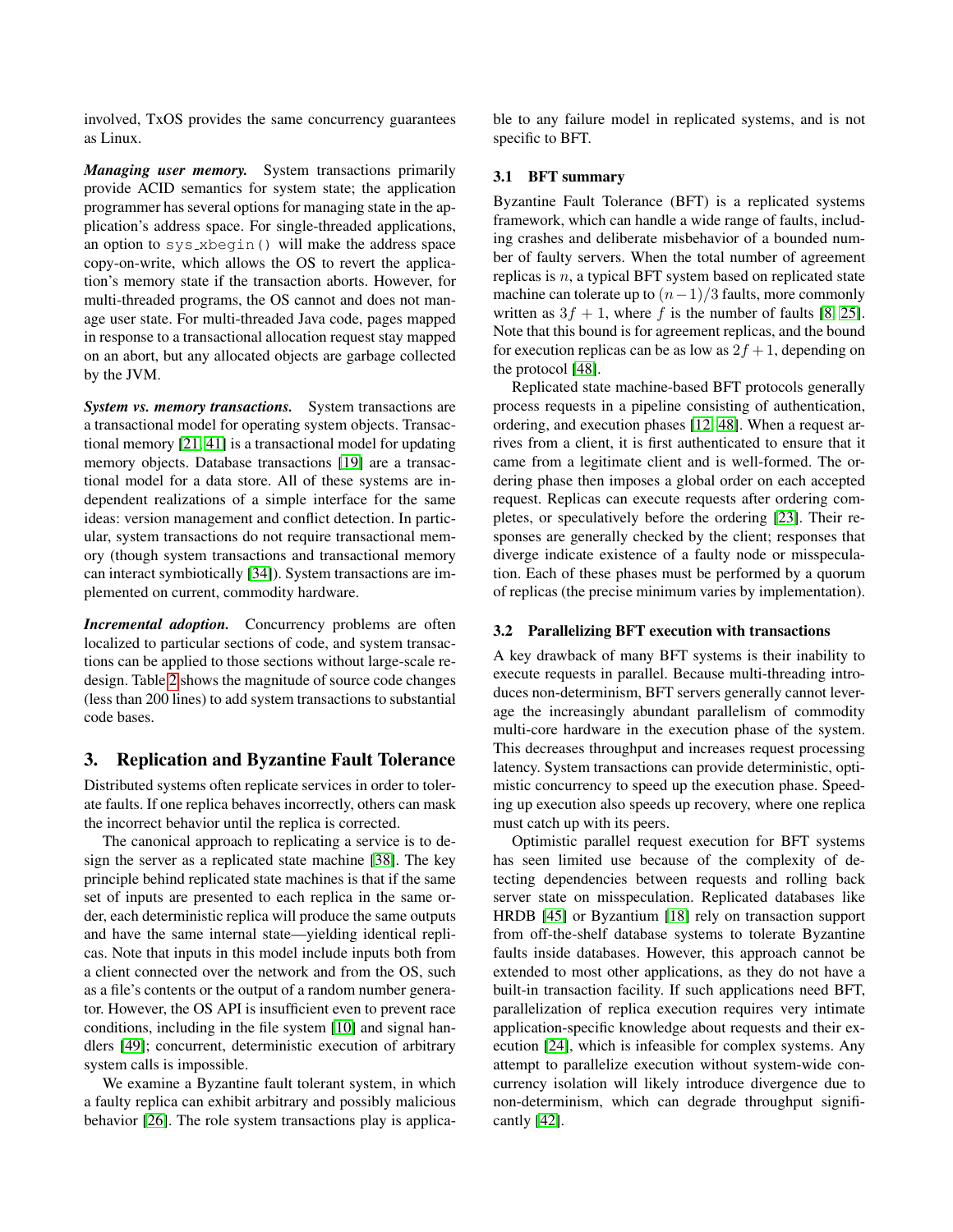involved, TxOS provides the same concurrency guarantees as Linux.

***Managing user memory.*** System transactions primarily provide ACID semantics for system state; the application programmer has several options for managing state in the application's address space. For single-threaded applications, an option to `sys_xbegin()` will make the address space copy-on-write, which allows the OS to revert the application's memory state if the transaction aborts. However, for multi-threaded programs, the OS cannot and does not manage user state. For multi-threaded Java code, pages mapped in response to a transactional allocation request stay mapped on an abort, but any allocated objects are garbage collected by the JVM.

***System vs. memory transactions.*** System transactions are a transactional model for operating system objects. Transactional memory [21, 41] is a transactional model for updating memory objects. Database transactions [19] are a transactional model for a data store. All of these systems are independent realizations of a simple interface for the same ideas: version management and conflict detection. In particular, system transactions do not require transactional memory (though system transactions and transactional memory can interact symbiotically [34]). System transactions are implemented on current, commodity hardware.

***Incremental adoption.*** Concurrency problems are often localized to particular sections of code, and system transactions can be applied to those sections without large-scale redesign. Table 2 shows the magnitude of source code changes (less than 200 lines) to add system transactions to substantial code bases.

# 3. Replication and Byzantine Fault Tolerance

Distributed systems often replicate services in order to tolerate faults. If one replica behaves incorrectly, others can mask the incorrect behavior until the replica is corrected.

The canonical approach to replicating a service is to design the server as a replicated state machine [38]. The key principle behind replicated state machines is that if the same set of inputs are presented to each replica in the same order, each deterministic replica will produce the same outputs and have the same internal state—yielding identical replicas. Note that inputs in this model include inputs both from a client connected over the network and from the OS, such as a file's contents or the output of a random number generator. However, the OS API is insufficient even to prevent race conditions, including in the file system [10] and signal handlers [49]; concurrent, deterministic execution of arbitrary system calls is impossible.

We examine a Byzantine fault tolerant system, in which a faulty replica can exhibit arbitrary and possibly malicious behavior [26]. The role system transactions play is applicable to any failure model in replicated systems, and is not specific to BFT.

## 3.1 BFT summary

Byzantine Fault Tolerance (BFT) is a replicated systems framework, which can handle a wide range of faults, including crashes and deliberate misbehavior of a bounded number of faulty servers. When the total number of agreement replicas is $n$, a typical BFT system based on replicated state machine can tolerate up to $(n-1)/3$ faults, more commonly written as $3f+1$, where $f$ is the number of faults [8, 25]. Note that this bound is for agreement replicas, and the bound for execution replicas can be as low as $2f+1$, depending on the protocol [48].

Replicated state machine-based BFT protocols generally process requests in a pipeline consisting of authentication, ordering, and execution phases [12, 48]. When a request arrives from a client, it is first authenticated to ensure that it came from a legitimate client and is well-formed. The ordering phase then imposes a global order on each accepted request. Replicas can execute requests after ordering completes, or speculatively before the ordering [23]. Their responses are generally checked by the client; responses that diverge indicate existence of a faulty node or misspeculation. Each of these phases must be performed by a quorum of replicas (the precise minimum varies by implementation).

## 3.2 Parallelizing BFT execution with transactions

A key drawback of many BFT systems is their inability to execute requests in parallel. Because multi-threading introduces non-determinism, BFT servers generally cannot leverage the increasingly abundant parallelism of commodity multi-core hardware in the execution phase of the system. This decreases throughput and increases request processing latency. System transactions can provide deterministic, optimistic concurrency to speed up the execution phase. Speeding up execution also speeds up recovery, where one replica must catch up with its peers.

Optimistic parallel request execution for BFT systems has seen limited use because of the complexity of detecting dependencies between requests and rolling back server state on misspeculation. Replicated databases like HRDB [45] or Byzantium [18] rely on transaction support from off-the-shelf database systems to tolerate Byzantine faults inside databases. However, this approach cannot be extended to most other applications, as they do not have a built-in transaction facility. If such applications need BFT, parallelization of replica execution requires very intimate application-specific knowledge about requests and their execution [24], which is infeasible for complex systems. Any attempt to parallelize execution without system-wide concurrency isolation will likely introduce divergence due to non-determinism, which can degrade throughput significantly [42].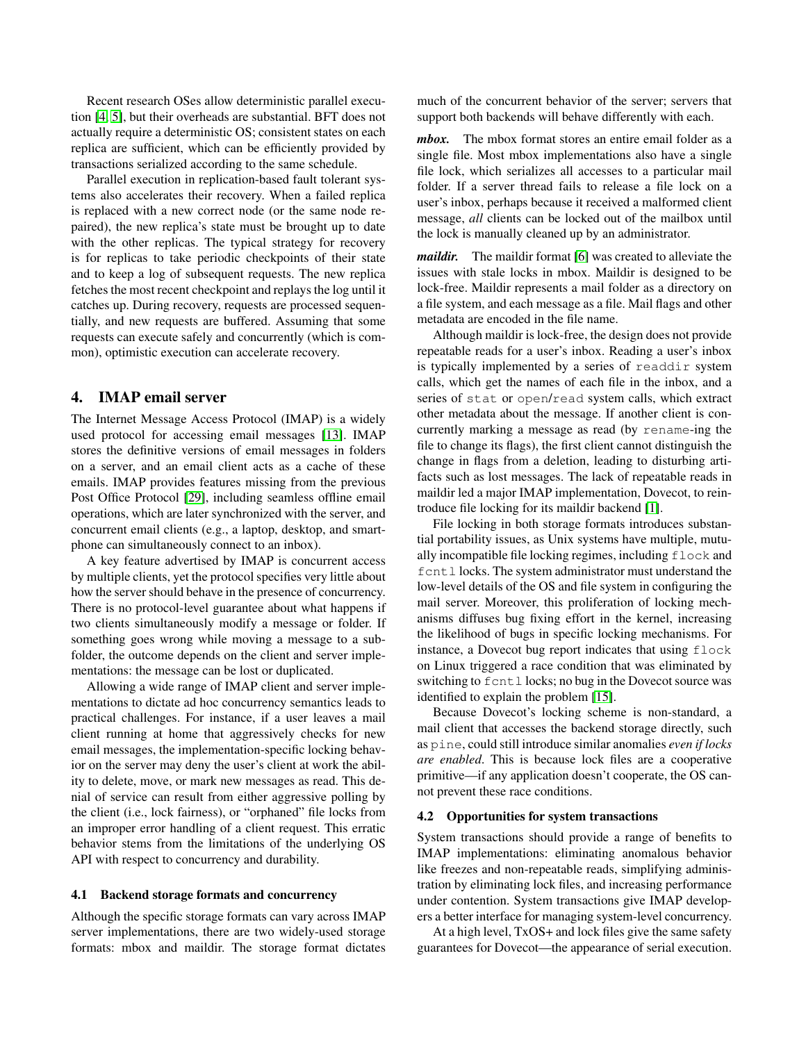Recent research OSes allow deterministic parallel execution [4, 5], but their overheads are substantial. BFT does not actually require a deterministic OS; consistent states on each replica are sufficient, which can be efficiently provided by transactions serialized according to the same schedule.

Parallel execution in replication-based fault tolerant systems also accelerates their recovery. When a failed replica is replaced with a new correct node (or the same node repaired), the new replica's state must be brought up to date with the other replicas. The typical strategy for recovery is for replicas to take periodic checkpoints of their state and to keep a log of subsequent requests. The new replica fetches the most recent checkpoint and replays the log until it catches up. During recovery, requests are processed sequentially, and new requests are buffered. Assuming that some requests can execute safely and concurrently (which is common), optimistic execution can accelerate recovery.

## 4. IMAP email server

The Internet Message Access Protocol (IMAP) is a widely used protocol for accessing email messages [13]. IMAP stores the definitive versions of email messages in folders on a server, and an email client acts as a cache of these emails. IMAP provides features missing from the previous Post Office Protocol [29], including seamless offline email operations, which are later synchronized with the server, and concurrent email clients (e.g., a laptop, desktop, and smartphone can simultaneously connect to an inbox).

A key feature advertised by IMAP is concurrent access by multiple clients, yet the protocol specifies very little about how the server should behave in the presence of concurrency. There is no protocol-level guarantee about what happens if two clients simultaneously modify a message or folder. If something goes wrong while moving a message to a subfolder, the outcome depends on the client and server implementations: the message can be lost or duplicated.

Allowing a wide range of IMAP client and server implementations to dictate ad hoc concurrency semantics leads to practical challenges. For instance, if a user leaves a mail client running at home that aggressively checks for new email messages, the implementation-specific locking behavior on the server may deny the user's client at work the ability to delete, move, or mark new messages as read. This denial of service can result from either aggressive polling by the client (i.e., lock fairness), or "orphaned" file locks from an improper error handling of a client request. This erratic behavior stems from the limitations of the underlying OS API with respect to concurrency and durability.

### 4.1 Backend storage formats and concurrency

Although the specific storage formats can vary across IMAP server implementations, there are two widely-used storage formats: mbox and maildir. The storage format dictates much of the concurrent behavior of the server; servers that support both backends will behave differently with each.

***mbox.*** The mbox format stores an entire email folder as a single file. Most mbox implementations also have a single file lock, which serializes all accesses to a particular mail folder. If a server thread fails to release a file lock on a user's inbox, perhaps because it received a malformed client message, *all* clients can be locked out of the mailbox until the lock is manually cleaned up by an administrator.

***maildir.*** The maildir format [6] was created to alleviate the issues with stale locks in mbox. Maildir is designed to be lock-free. Maildir represents a mail folder as a directory on a file system, and each message as a file. Mail flags and other metadata are encoded in the file name.

Although maildir is lock-free, the design does not provide repeatable reads for a user's inbox. Reading a user's inbox is typically implemented by a series of `readdir` system calls, which get the names of each file in the inbox, and a series of `stat` or `open`/`read` system calls, which extract other metadata about the message. If another client is concurrently marking a message as read (by `rename`-ing the file to change its flags), the first client cannot distinguish the change in flags from a deletion, leading to disturbing artifacts such as lost messages. The lack of repeatable reads in maildir led a major IMAP implementation, Dovecot, to reintroduce file locking for its maildir backend [1].

File locking in both storage formats introduces substantial portability issues, as Unix systems have multiple, mutually incompatible file locking regimes, including `flock` and `fcntl` locks. The system administrator must understand the low-level details of the OS and file system in configuring the mail server. Moreover, this proliferation of locking mechanisms diffuses bug fixing effort in the kernel, increasing the likelihood of bugs in specific locking mechanisms. For instance, a Dovecot bug report indicates that using `flock` on Linux triggered a race condition that was eliminated by switching to `fcntl` locks; no bug in the Dovecot source was identified to explain the problem [15].

Because Dovecot's locking scheme is non-standard, a mail client that accesses the backend storage directly, such as `pine`, could still introduce similar anomalies *even if locks are enabled*. This is because lock files are a cooperative primitive—if any application doesn't cooperate, the OS cannot prevent these race conditions.

### 4.2 Opportunities for system transactions

System transactions should provide a range of benefits to IMAP implementations: eliminating anomalous behavior like freezes and non-repeatable reads, simplifying administration by eliminating lock files, and increasing performance under contention. System transactions give IMAP developers a better interface for managing system-level concurrency.

At a high level, TxOS+ and lock files give the same safety guarantees for Dovecot—the appearance of serial execution.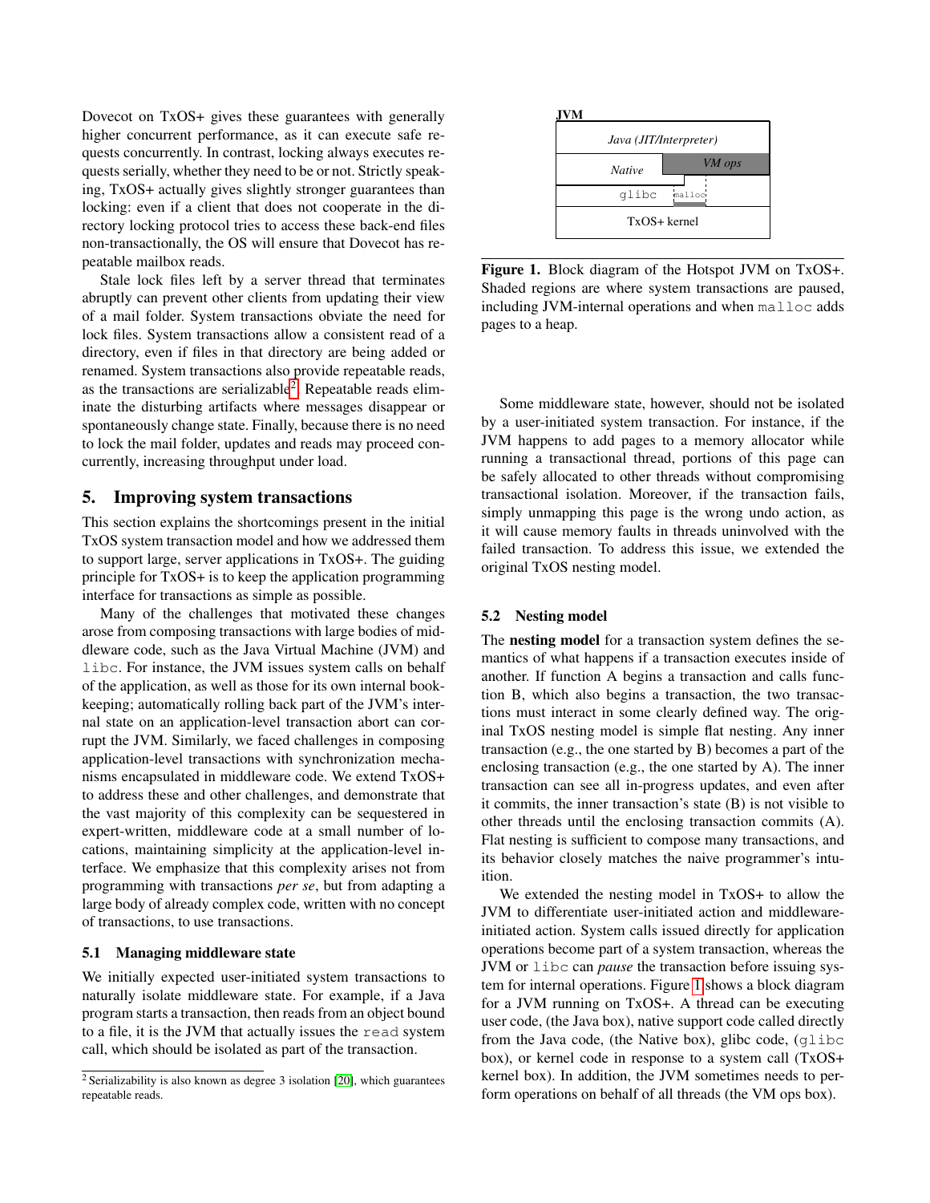Dovecot on TxOS+ gives these guarantees with generally higher concurrent performance, as it can execute safe requests concurrently. In contrast, locking always executes requests serially, whether they need to be or not. Strictly speaking, TxOS+ actually gives slightly stronger guarantees than locking: even if a client that does not cooperate in the directory locking protocol tries to access these back-end files non-transactionally, the OS will ensure that Dovecot has repeatable mailbox reads.

Stale lock files left by a server thread that terminates abruptly can prevent other clients from updating their view of a mail folder. System transactions obviate the need for lock files. System transactions allow a consistent read of a directory, even if files in that directory are being added or renamed. System transactions also provide repeatable reads, as the transactions are serializable[2]. Repeatable reads eliminate the disturbing artifacts where messages disappear or spontaneously change state. Finally, because there is no need to lock the mail folder, updates and reads may proceed concurrently, increasing throughput under load.

## 5. Improving system transactions

This section explains the shortcomings present in the initial TxOS system transaction model and how we addressed them to support large, server applications in TxOS+. The guiding principle for TxOS+ is to keep the application programming interface for transactions as simple as possible.

Many of the challenges that motivated these changes arose from composing transactions with large bodies of middleware code, such as the Java Virtual Machine (JVM) and `libc`. For instance, the JVM issues system calls on behalf of the application, as well as those for its own internal bookkeeping; automatically rolling back part of the JVM's internal state on an application-level transaction abort can corrupt the JVM. Similarly, we faced challenges in composing application-level transactions with synchronization mechanisms encapsulated in middleware code. We extend TxOS+ to address these and other challenges, and demonstrate that the vast majority of this complexity can be sequestered in expert-written, middleware code at a small number of locations, maintaining simplicity at the application-level interface. We emphasize that this complexity arises not from programming with transactions *per se*, but from adapting a large body of already complex code, written with no concept of transactions, to use transactions.

### 5.1 Managing middleware state

We initially expected user-initiated system transactions to naturally isolate middleware state. For example, if a Java program starts a transaction, then reads from an object bound to a file, it is the JVM that actually issues the `read` system call, which should be isolated as part of the transaction.

[2] Serializability is also known as degree 3 isolation [20], which guarantees repeatable reads.

**Figure 1.** Block diagram of the Hotspot JVM on TxOS+. Shaded regions are where system transactions are paused, including JVM-internal operations and when `malloc` adds pages to a heap.

Some middleware state, however, should not be isolated by a user-initiated system transaction. For instance, if the JVM happens to add pages to a memory allocator while running a transactional thread, portions of this page can be safely allocated to other threads without compromising transactional isolation. Moreover, if the transaction fails, simply unmapping this page is the wrong undo action, as it will cause memory faults in threads uninvolved with the failed transaction. To address this issue, we extended the original TxOS nesting model.

### 5.2 Nesting model

The **nesting model** for a transaction system defines the semantics of what happens if a transaction executes inside of another. If function A begins a transaction and calls function B, which also begins a transaction, the two transactions must interact in some clearly defined way. The original TxOS nesting model is simple flat nesting. Any inner transaction (e.g., the one started by B) becomes a part of the enclosing transaction (e.g., the one started by A). The inner transaction can see all in-progress updates, and even after it commits, the inner transaction's state (B) is not visible to other threads until the enclosing transaction commits (A). Flat nesting is sufficient to compose many transactions, and its behavior closely matches the naive programmer's intuition.

We extended the nesting model in TxOS+ to allow the JVM to differentiate user-initiated action and middleware-initiated action. System calls issued directly for application operations become part of a system transaction, whereas the JVM or `libc` can *pause* the transaction before issuing system for internal operations. Figure 1 shows a block diagram for a JVM running on TxOS+. A thread can be executing user code, (the Java box), native support code called directly from the Java code, (the Native box), glibc code, (`glibc` box), or kernel code in response to a system call (TxOS+ kernel box). In addition, the JVM sometimes needs to perform operations on behalf of all threads (the VM ops box).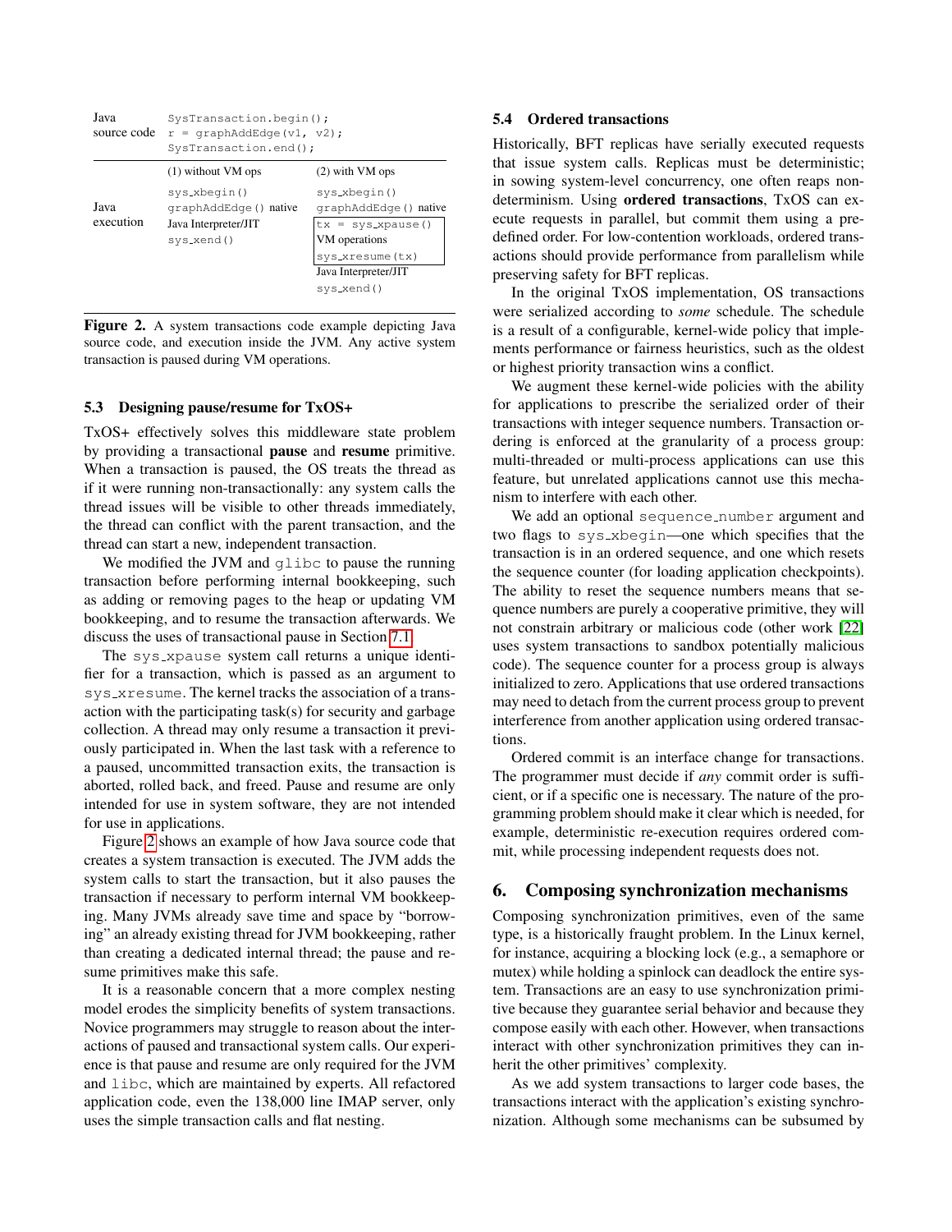| | | |
|---|---|---|
| Java source code | `SysTransaction.begin();`<br>`r = graphAddEdge(v1, v2);`<br>`SysTransaction.end();` | |
| | (1) without VM ops | (2) with VM ops |
| Java execution | `sys_xbegin()`<br>`graphAddEdge()` native<br>Java Interpreter/JIT<br>`sys_xend()` | `sys_xbegin()`<br>`graphAddEdge()` native<br>`tx = sys_xpause()`<br>VM operations<br>`sys_xresume(tx)`<br>Java Interpreter/JIT<br>`sys_xend()` |

**Figure 2.** A system transactions code example depicting Java source code, and execution inside the JVM. Any active system transaction is paused during VM operations.

### 5.3 Designing pause/resume for TxOS+

TxOS+ effectively solves this middleware state problem by providing a transactional **pause** and **resume** primitive. When a transaction is paused, the OS treats the thread as if it were running non-transactionally: any system calls the thread issues will be visible to other threads immediately, the thread can conflict with the parent transaction, and the thread can start a new, independent transaction.

We modified the JVM and `glibc` to pause the running transaction before performing internal bookkeeping, such as adding or removing pages to the heap or updating VM bookkeeping, and to resume the transaction afterwards. We discuss the uses of transactional pause in Section 7.1.

The `sys_xpause` system call returns a unique identifier for a transaction, which is passed as an argument to `sys_xresume`. The kernel tracks the association of a transaction with the participating task(s) for security and garbage collection. A thread may only resume a transaction it previously participated in. When the last task with a reference to a paused, uncommitted transaction exits, the transaction is aborted, rolled back, and freed. Pause and resume are only intended for use in system software, they are not intended for use in applications.

Figure 2 shows an example of how Java source code that creates a system transaction is executed. The JVM adds the system calls to start the transaction, but it also pauses the transaction if necessary to perform internal VM bookkeeping. Many JVMs already save time and space by "borrowing" an already existing thread for JVM bookkeeping, rather than creating a dedicated internal thread; the pause and resume primitives make this safe.

It is a reasonable concern that a more complex nesting model erodes the simplicity benefits of system transactions. Novice programmers may struggle to reason about the interactions of paused and transactional system calls. Our experience is that pause and resume are only required for the JVM and `libc`, which are maintained by experts. All refactored application code, even the 138,000 line IMAP server, only uses the simple transaction calls and flat nesting.

### 5.4 Ordered transactions

Historically, BFT replicas have serially executed requests that issue system calls. Replicas must be deterministic; in sowing system-level concurrency, one often reaps nondeterminism. Using **ordered transactions**, TxOS can execute requests in parallel, but commit them using a predefined order. For low-contention workloads, ordered transactions should provide performance from parallelism while preserving safety for BFT replicas.

In the original TxOS implementation, OS transactions were serialized according to *some* schedule. The schedule is a result of a configurable, kernel-wide policy that implements performance or fairness heuristics, such as the oldest or highest priority transaction wins a conflict.

We augment these kernel-wide policies with the ability for applications to prescribe the serialized order of their transactions with integer sequence numbers. Transaction ordering is enforced at the granularity of a process group: multi-threaded or multi-process applications can use this feature, but unrelated applications cannot use this mechanism to interfere with each other.

We add an optional `sequence_number` argument and two flags to `sys_xbegin`—one which specifies that the transaction is in an ordered sequence, and one which resets the sequence counter (for loading application checkpoints). The ability to reset the sequence numbers means that sequence numbers are purely a cooperative primitive, they will not constrain arbitrary or malicious code (other work [22] uses system transactions to sandbox potentially malicious code). The sequence counter for a process group is always initialized to zero. Applications that use ordered transactions may need to detach from the current process group to prevent interference from another application using ordered transactions.

Ordered commit is an interface change for transactions. The programmer must decide if *any* commit order is sufficient, or if a specific one is necessary. The nature of the programming problem should make it clear which is needed, for example, deterministic re-execution requires ordered commit, while processing independent requests does not.

## 6. Composing synchronization mechanisms

Composing synchronization primitives, even of the same type, is a historically fraught problem. In the Linux kernel, for instance, acquiring a blocking lock (e.g., a semaphore or mutex) while holding a spinlock can deadlock the entire system. Transactions are an easy to use synchronization primitive because they guarantee serial behavior and because they compose easily with each other. However, when transactions interact with other synchronization primitives they can inherit the other primitives' complexity.

As we add system transactions to larger code bases, the transactions interact with the application's existing synchronization. Although some mechanisms can be subsumed by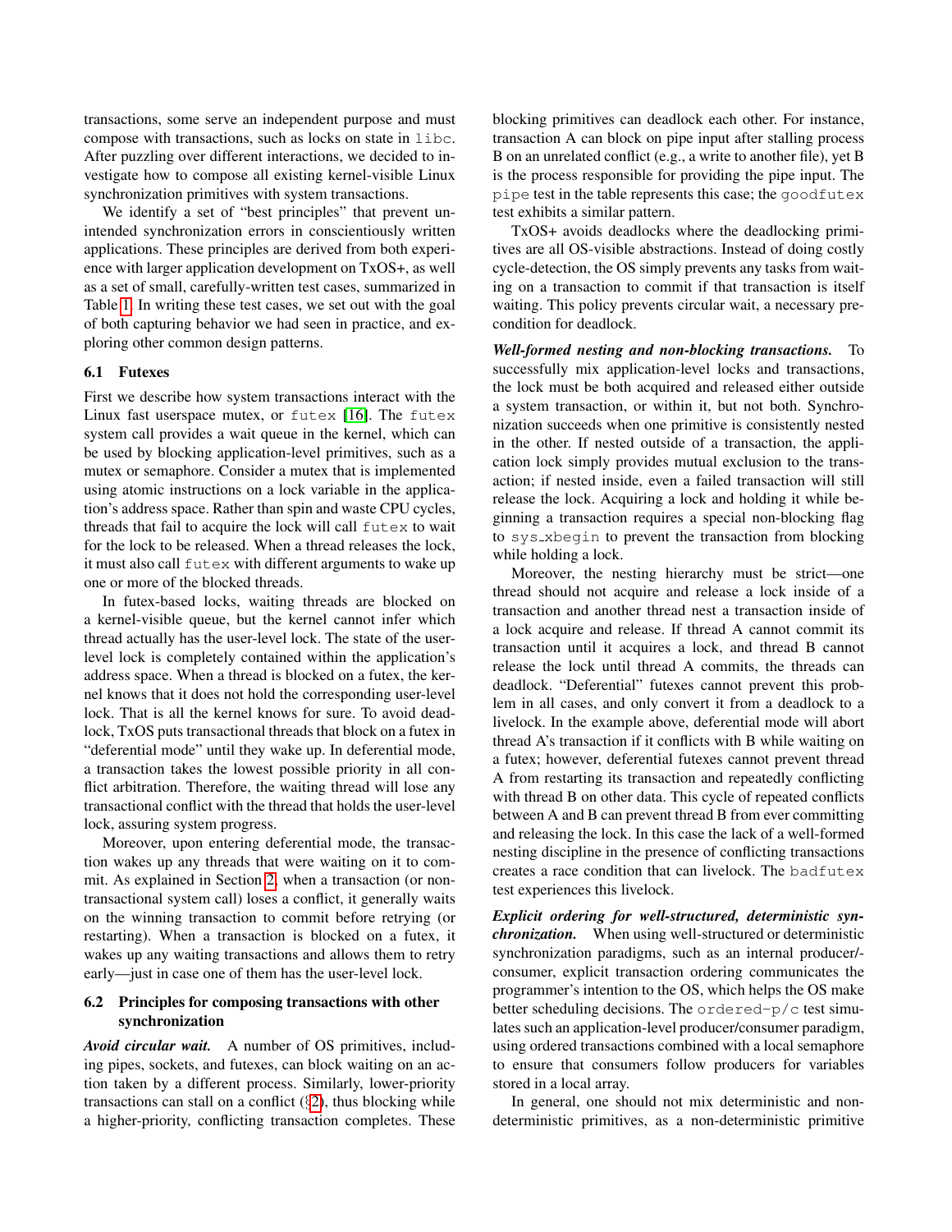transactions, some serve an independent purpose and must compose with transactions, such as locks on state in libc. After puzzling over different interactions, we decided to investigate how to compose all existing kernel-visible Linux synchronization primitives with system transactions.

We identify a set of "best principles" that prevent unintended synchronization errors in conscientiously written applications. These principles are derived from both experience with larger application development on TxOS+, as well as a set of small, carefully-written test cases, summarized in Table 1. In writing these test cases, we set out with the goal of both capturing behavior we had seen in practice, and exploring other common design patterns.

### 6.1 Futexes

First we describe how system transactions interact with the Linux fast userspace mutex, or futex [16]. The futex system call provides a wait queue in the kernel, which can be used by blocking application-level primitives, such as a mutex or semaphore. Consider a mutex that is implemented using atomic instructions on a lock variable in the application's address space. Rather than spin and waste CPU cycles, threads that fail to acquire the lock will call futex to wait for the lock to be released. When a thread releases the lock, it must also call futex with different arguments to wake up one or more of the blocked threads.

In futex-based locks, waiting threads are blocked on a kernel-visible queue, but the kernel cannot infer which thread actually has the user-level lock. The state of the user-level lock is completely contained within the application's address space. When a thread is blocked on a futex, the kernel knows that it does not hold the corresponding user-level lock. That is all the kernel knows for sure. To avoid deadlock, TxOS puts transactional threads that block on a futex in "deferential mode" until they wake up. In deferential mode, a transaction takes the lowest possible priority in all conflict arbitration. Therefore, the waiting thread will lose any transactional conflict with the thread that holds the user-level lock, assuring system progress.

Moreover, upon entering deferential mode, the transaction wakes up any threads that were waiting on it to commit. As explained in Section 2, when a transaction (or non-transactional system call) loses a conflict, it generally waits on the winning transaction to commit before retrying (or restarting). When a transaction is blocked on a futex, it wakes up any waiting transactions and allows them to retry early—just in case one of them has the user-level lock.

### 6.2 Principles for composing transactions with other synchronization

***Avoid circular wait.*** A number of OS primitives, including pipes, sockets, and futexes, can block waiting on an action taken by a different process. Similarly, lower-priority transactions can stall on a conflict (§2), thus blocking while a higher-priority, conflicting transaction completes. These blocking primitives can deadlock each other. For instance, transaction A can block on pipe input after stalling process B on an unrelated conflict (e.g., a write to another file), yet B is the process responsible for providing the pipe input. The pipe test in the table represents this case; the goodfutex test exhibits a similar pattern.

TxOS+ avoids deadlocks where the deadlocking primitives are all OS-visible abstractions. Instead of doing costly cycle-detection, the OS simply prevents any tasks from waiting on a transaction to commit if that transaction is itself waiting. This policy prevents circular wait, a necessary precondition for deadlock.

***Well-formed nesting and non-blocking transactions.*** To successfully mix application-level locks and transactions, the lock must be both acquired and released either outside a system transaction, or within it, but not both. Synchronization succeeds when one primitive is consistently nested in the other. If nested outside of a transaction, the application lock simply provides mutual exclusion to the transaction; if nested inside, even a failed transaction will still release the lock. Acquiring a lock and holding it while beginning a transaction requires a special non-blocking flag to sys_xbegin to prevent the transaction from blocking while holding a lock.

Moreover, the nesting hierarchy must be strict—one thread should not acquire and release a lock inside of a transaction and another thread nest a transaction inside of a lock acquire and release. If thread A cannot commit its transaction until it acquires a lock, and thread B cannot release the lock until thread A commits, the threads can deadlock. "Deferential" futexes cannot prevent this problem in all cases, and only convert it from a deadlock to a livelock. In the example above, deferential mode will abort thread A's transaction if it conflicts with B while waiting on a futex; however, deferential futexes cannot prevent thread A from restarting its transaction and repeatedly conflicting with thread B on other data. This cycle of repeated conflicts between A and B can prevent thread B from ever committing and releasing the lock. In this case the lack of a well-formed nesting discipline in the presence of conflicting transactions creates a race condition that can livelock. The badfutex test experiences this livelock.

***Explicit ordering for well-structured, deterministic synchronization.*** When using well-structured or deterministic synchronization paradigms, such as an internal producer/-consumer, explicit transaction ordering communicates the programmer's intention to the OS, which helps the OS make better scheduling decisions. The ordered-p/c test simulates such an application-level producer/consumer paradigm, using ordered transactions combined with a local semaphore to ensure that consumers follow producers for variables stored in a local array.

In general, one should not mix deterministic and non-deterministic primitives, as a non-deterministic primitive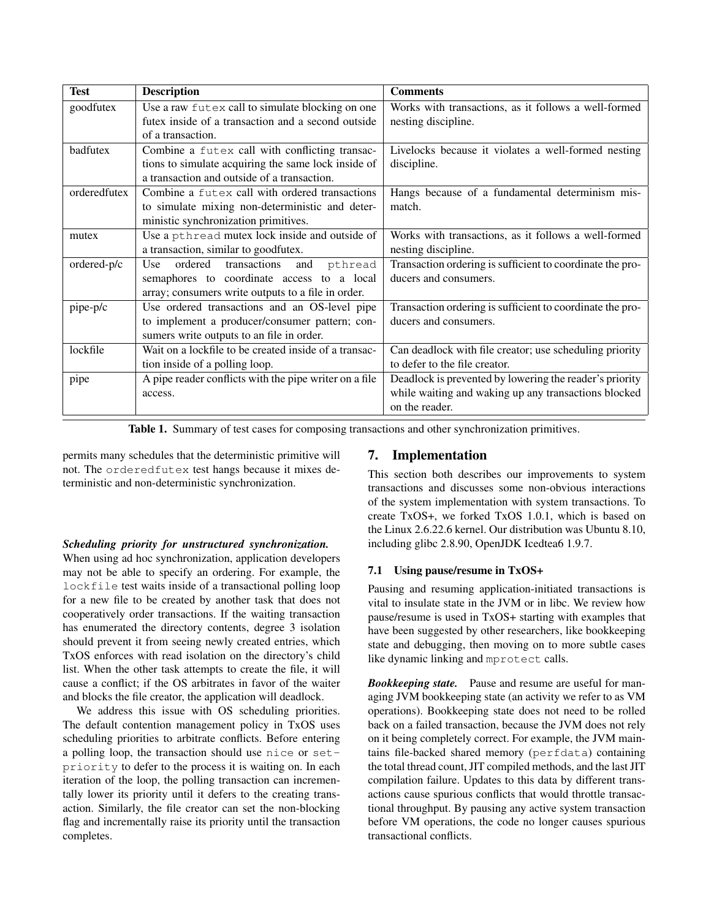| Test | Description | Comments |
| --- | --- | --- |
| goodfutex | Use a raw `futex` call to simulate blocking on one futex inside of a transaction and a second outside of a transaction. | Works with transactions, as it follows a well-formed nesting discipline. |
| badfutex | Combine a `futex` call with conflicting transactions to simulate acquiring the same lock inside of a transaction and outside of a transaction. | Livelocks because it violates a well-formed nesting discipline. |
| orderedfutex | Combine a `futex` call with ordered transactions to simulate mixing non-deterministic and deterministic synchronization primitives. | Hangs because of a fundamental determinism mismatch. |
| mutex | Use a `pthread` mutex lock inside and outside of a transaction, similar to goodfutex. | Works with transactions, as it follows a well-formed nesting discipline. |
| ordered-p/c | Use ordered transactions and `pthread` semaphores to coordinate access to a local array; consumers write outputs to a file in order. | Transaction ordering is sufficient to coordinate the producers and consumers. |
| pipe-p/c | Use ordered transactions and an OS-level pipe to implement a producer/consumer pattern; consumers write outputs to an file in order. | Transaction ordering is sufficient to coordinate the producers and consumers. |
| lockfile | Wait on a lockfile to be created inside of a transaction inside of a polling loop. | Can deadlock with file creator; use scheduling priority to defer to the file creator. |
| pipe | A pipe reader conflicts with the pipe writer on a file access. | Deadlock is prevented by lowering the reader's priority while waiting and waking up any transactions blocked on the reader. |

**Table 1.** Summary of test cases for composing transactions and other synchronization primitives.

permits many schedules that the deterministic primitive will not. The `orderedfutex` test hangs because it mixes deterministic and non-deterministic synchronization.

***Scheduling priority for unstructured synchronization.*** When using ad hoc synchronization, application developers may not be able to specify an ordering. For example, the `lockfile` test waits inside of a transactional polling loop for a new file to be created by another task that does not cooperatively order transactions. If the waiting transaction has enumerated the directory contents, degree 3 isolation should prevent it from seeing newly created entries, which TxOS enforces with read isolation on the directory's child list. When the other task attempts to create the file, it will cause a conflict; if the OS arbitrates in favor of the waiter and blocks the file creator, the application will deadlock.

We address this issue with OS scheduling priorities. The default contention management policy in TxOS uses scheduling priorities to arbitrate conflicts. Before entering a polling loop, the transaction should use `nice` or `setpriority` to defer to the process it is waiting on. In each iteration of the loop, the polling transaction can incrementally lower its priority until it defers to the creating transaction. Similarly, the file creator can set the non-blocking flag and incrementally raise its priority until the transaction completes.

## 7. Implementation

This section both describes our improvements to system transactions and discusses some non-obvious interactions of the system implementation with system transactions. To create TxOS+, we forked TxOS 1.0.1, which is based on the Linux 2.6.22.6 kernel. Our distribution was Ubuntu 8.10, including glibc 2.8.90, OpenJDK Icedtea6 1.9.7.

### 7.1 Using pause/resume in TxOS+

Pausing and resuming application-initiated transactions is vital to insulate state in the JVM or in libc. We review how pause/resume is used in TxOS+ starting with examples that have been suggested by other researchers, like bookkeeping state and debugging, then moving on to more subtle cases like dynamic linking and `mprotect` calls.

***Bookkeeping state.*** Pause and resume are useful for managing JVM bookkeeping state (an activity we refer to as VM operations). Bookkeeping state does not need to be rolled back on a failed transaction, because the JVM does not rely on it being completely correct. For example, the JVM maintains file-backed shared memory (`perfdata`) containing the total thread count, JIT compiled methods, and the last JIT compilation failure. Updates to this data by different transactions cause spurious conflicts that would throttle transactional throughput. By pausing any active system transaction before VM operations, the code no longer causes spurious transactional conflicts.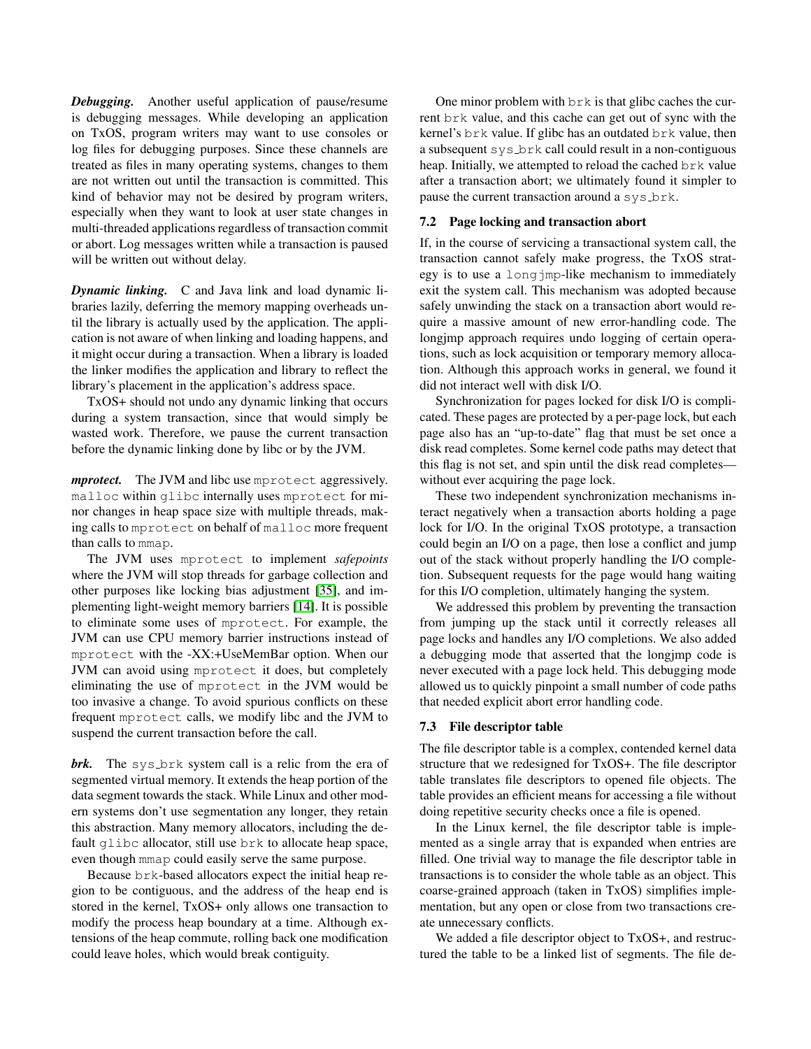***Debugging.*** Another useful application of pause/resume is debugging messages. While developing an application on TxOS, program writers may want to use consoles or log files for debugging purposes. Since these channels are treated as files in many operating systems, changes to them are not written out until the transaction is committed. This kind of behavior may not be desired by program writers, especially when they want to look at user state changes in multi-threaded applications regardless of transaction commit or abort. Log messages written while a transaction is paused will be written out without delay.

***Dynamic linking.*** C and Java link and load dynamic libraries lazily, deferring the memory mapping overheads until the library is actually used by the application. The application is not aware of when linking and loading happens, and it might occur during a transaction. When a library is loaded the linker modifies the application and library to reflect the library's placement in the application's address space.

TxOS+ should not undo any dynamic linking that occurs during a system transaction, since that would simply be wasted work. Therefore, we pause the current transaction before the dynamic linking done by libc or by the JVM.

***mprotect.*** The JVM and libc use `mprotect` aggressively. `malloc` within `glibc` internally uses `mprotect` for minor changes in heap space size with multiple threads, making calls to `mprotect` on behalf of `malloc` more frequent than calls to `mmap`.

The JVM uses `mprotect` to implement *safepoints* where the JVM will stop threads for garbage collection and other purposes like locking bias adjustment [35], and implementing light-weight memory barriers [14]. It is possible to eliminate some uses of `mprotect`. For example, the JVM can use CPU memory barrier instructions instead of `mprotect` with the -XX:+UseMemBar option. When our JVM can avoid using `mprotect` it does, but completely eliminating the use of `mprotect` in the JVM would be too invasive a change. To avoid spurious conflicts on these frequent `mprotect` calls, we modify libc and the JVM to suspend the current transaction before the call.

***brk.*** The `sys_brk` system call is a relic from the era of segmented virtual memory. It extends the heap portion of the data segment towards the stack. While Linux and other modern systems don't use segmentation any longer, they retain this abstraction. Many memory allocators, including the default `glibc` allocator, still use `brk` to allocate heap space, even though `mmap` could easily serve the same purpose.

Because `brk`-based allocators expect the initial heap region to be contiguous, and the address of the heap end is stored in the kernel, TxOS+ only allows one transaction to modify the process heap boundary at a time. Although extensions of the heap commute, rolling back one modification could leave holes, which would break contiguity.

One minor problem with `brk` is that glibc caches the current `brk` value, and this cache can get out of sync with the kernel's `brk` value. If glibc has an outdated `brk` value, then a subsequent `sys_brk` call could result in a non-contiguous heap. Initially, we attempted to reload the cached `brk` value after a transaction abort; we ultimately found it simpler to pause the current transaction around a `sys_brk`.

### 7.2 Page locking and transaction abort

If, in the course of servicing a transactional system call, the transaction cannot safely make progress, the TxOS strategy is to use a `longjmp`-like mechanism to immediately exit the system call. This mechanism was adopted because safely unwinding the stack on a transaction abort would require a massive amount of new error-handling code. The longjmp approach requires undo logging of certain operations, such as lock acquisition or temporary memory allocation. Although this approach works in general, we found it did not interact well with disk I/O.

Synchronization for pages locked for disk I/O is complicated. These pages are protected by a per-page lock, but each page also has an "up-to-date" flag that must be set once a disk read completes. Some kernel code paths may detect that this flag is not set, and spin until the disk read completes—without ever acquiring the page lock.

These two independent synchronization mechanisms interact negatively when a transaction aborts holding a page lock for I/O. In the original TxOS prototype, a transaction could begin an I/O on a page, then lose a conflict and jump out of the stack without properly handling the I/O completion. Subsequent requests for the page would hang waiting for this I/O completion, ultimately hanging the system.

We addressed this problem by preventing the transaction from jumping up the stack until it correctly releases all page locks and handles any I/O completions. We also added a debugging mode that asserted that the longjmp code is never executed with a page lock held. This debugging mode allowed us to quickly pinpoint a small number of code paths that needed explicit abort error handling code.

### 7.3 File descriptor table

The file descriptor table is a complex, contended kernel data structure that we redesigned for TxOS+. The file descriptor table translates file descriptors to opened file objects. The table provides an efficient means for accessing a file without doing repetitive security checks once a file is opened.

In the Linux kernel, the file descriptor table is implemented as a single array that is expanded when entries are filled. One trivial way to manage the file descriptor table in transactions is to consider the whole table as an object. This coarse-grained approach (taken in TxOS) simplifies implementation, but any open or close from two transactions create unnecessary conflicts.

We added a file descriptor object to TxOS+, and restructured the table to be a linked list of segments. The file de-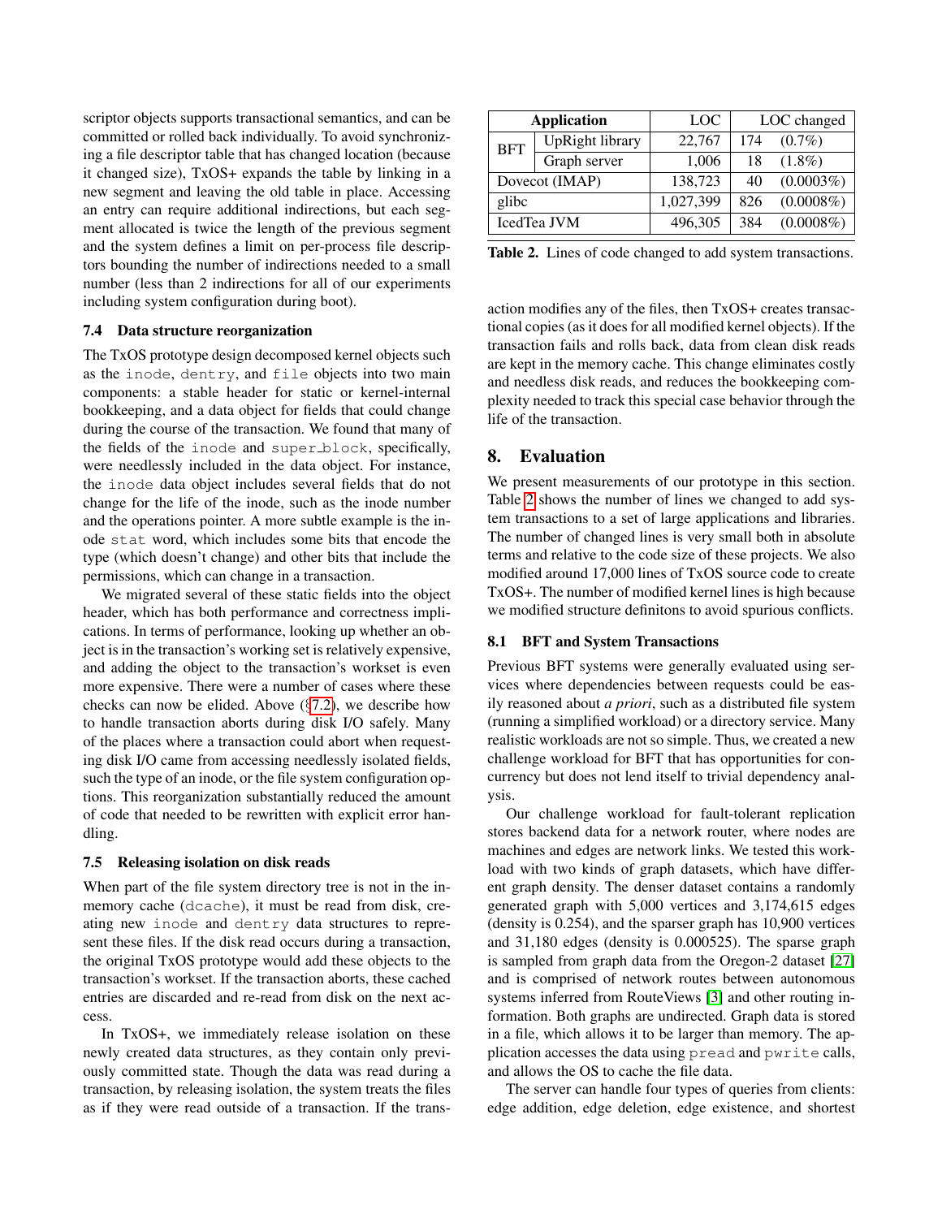scriptor objects supports transactional semantics, and can be committed or rolled back individually. To avoid synchronizing a file descriptor table that has changed location (because it changed size), TxOS+ expands the table by linking in a new segment and leaving the old table in place. Accessing an entry can require additional indirections, but each segment allocated is twice the length of the previous segment and the system defines a limit on per-process file descriptors bounding the number of indirections needed to a small number (less than 2 indirections for all of our experiments including system configuration during boot).

### 7.4 Data structure reorganization

The TxOS prototype design decomposed kernel objects such as the `inode`, `dentry`, and `file` objects into two main components: a stable header for static or kernel-internal bookkeeping, and a data object for fields that could change during the course of the transaction. We found that many of the fields of the `inode` and `super_block`, specifically, were needlessly included in the data object. For instance, the `inode` data object includes several fields that do not change for the life of the inode, such as the inode number and the operations pointer. A more subtle example is the inode `stat` word, which includes some bits that encode the type (which doesn't change) and other bits that include the permissions, which can change in a transaction.

We migrated several of these static fields into the object header, which has both performance and correctness implications. In terms of performance, looking up whether an object is in the transaction's working set is relatively expensive, and adding the object to the transaction's workset is even more expensive. There were a number of cases where these checks can now be elided. Above (§7.2), we describe how to handle transaction aborts during disk I/O safely. Many of the places where a transaction could abort when requesting disk I/O came from accessing needlessly isolated fields, such the type of an inode, or the file system configuration options. This reorganization substantially reduced the amount of code that needed to be rewritten with explicit error handling.

### 7.5 Releasing isolation on disk reads

When part of the file system directory tree is not in the in-memory cache (`dcache`), it must be read from disk, creating new `inode` and `dentry` data structures to represent these files. If the disk read occurs during a transaction, the original TxOS prototype would add these objects to the transaction's workset. If the transaction aborts, these cached entries are discarded and re-read from disk on the next access.

In TxOS+, we immediately release isolation on these newly created data structures, as they contain only previously committed state. Though the data was read during a transaction, by releasing isolation, the system treats the files as if they were read outside of a transaction. If the transaction modifies any of the files, then TxOS+ creates transactional copies (as it does for all modified kernel objects). If the transaction fails and rolls back, data from clean disk reads are kept in the memory cache. This change eliminates costly and needless disk reads, and reduces the bookkeeping complexity needed to track this special case behavior through the life of the transaction.

| Application | | LOC | LOC changed | |
|---|---|---|---|---|
| BFT | UpRight library | 22,767 | 174 | (0.7%) |
| | Graph server | 1,006 | 18 | (1.8%) |
| Dovecot (IMAP) | | 138,723 | 40 | (0.0003%) |
| glibc | | 1,027,399 | 826 | (0.0008%) |
| IcedTea JVM | | 496,305 | 384 | (0.0008%) |

**Table 2.** Lines of code changed to add system transactions.

## 8. Evaluation

We present measurements of our prototype in this section. Table 2 shows the number of lines we changed to add system transactions to a set of large applications and libraries. The number of changed lines is very small both in absolute terms and relative to the code size of these projects. We also modified around 17,000 lines of TxOS source code to create TxOS+. The number of modified kernel lines is high because we modified structure definitons to avoid spurious conflicts.

### 8.1 BFT and System Transactions

Previous BFT systems were generally evaluated using services where dependencies between requests could be easily reasoned about *a priori*, such as a distributed file system (running a simplified workload) or a directory service. Many realistic workloads are not so simple. Thus, we created a new challenge workload for BFT that has opportunities for concurrency but does not lend itself to trivial dependency analysis.

Our challenge workload for fault-tolerant replication stores backend data for a network router, where nodes are machines and edges are network links. We tested this workload with two kinds of graph datasets, which have different graph density. The denser dataset contains a randomly generated graph with 5,000 vertices and 3,174,615 edges (density is 0.254), and the sparser graph has 10,900 vertices and 31,180 edges (density is 0.000525). The sparse graph is sampled from graph data from the Oregon-2 dataset [27] and is comprised of network routes between autonomous systems inferred from RouteViews [3] and other routing information. Both graphs are undirected. Graph data is stored in a file, which allows it to be larger than memory. The application accesses the data using `pread` and `pwrite` calls, and allows the OS to cache the file data.

The server can handle four types of queries from clients: edge addition, edge deletion, edge existence, and shortest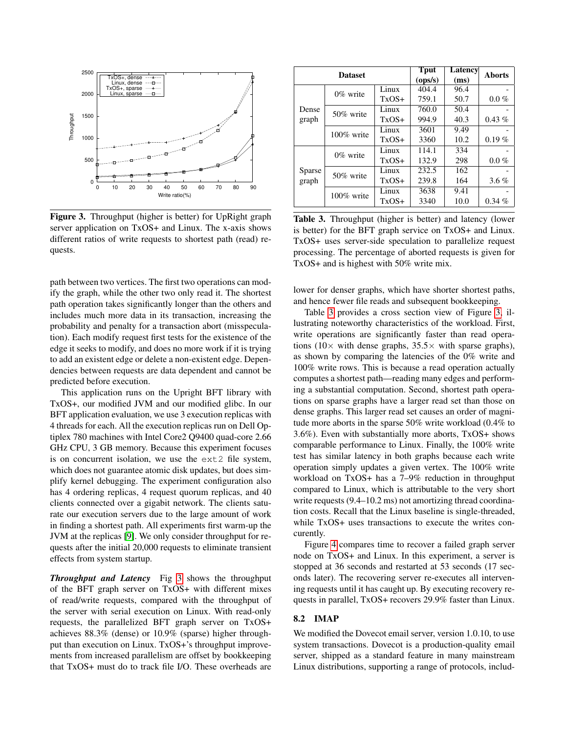Figure 3. Throughput (higher is better) for UpRight graph server application on TxOS+ and Linux. The x-axis shows different ratios of write requests to shortest path (read) requests.

path between two vertices. The first two operations can modify the graph, while the other two only read it. The shortest path operation takes significantly longer than the others and includes much more data in its transaction, increasing the probability and penalty for a transaction abort (misspeculation). Each modify request first tests for the existence of the edge it seeks to modify, and does no more work if it is trying to add an existent edge or delete a non-existent edge. Dependencies between requests are data dependent and cannot be predicted before execution.

This application runs on the Upright BFT library with TxOS+, our modified JVM and our modified glibc. In our BFT application evaluation, we use 3 execution replicas with 4 threads for each. All the execution replicas run on Dell Optiplex 780 machines with Intel Core2 Q9400 quad-core 2.66 GHz CPU, 3 GB memory. Because this experiment focuses is on concurrent isolation, we use the `ext2` file system, which does not guarantee atomic disk updates, but does simplify kernel debugging. The experiment configuration also has 4 ordering replicas, 4 request quorum replicas, and 40 clients connected over a gigabit network. The clients saturate our execution servers due to the large amount of work in finding a shortest path. All experiments first warm-up the JVM at the replicas [9]. We only consider throughput for requests after the initial 20,000 requests to eliminate transient effects from system startup.

***Throughput and Latency*** Fig 3 shows the throughput of the BFT graph server on TxOS+ with different mixes of read/write requests, compared with the throughput of the server with serial execution on Linux. With read-only requests, the parallelized BFT graph server on TxOS+ achieves 88.3% (dense) or 10.9% (sparse) higher throughput than execution on Linux. TxOS+'s throughput improvements from increased parallelism are offset by bookkeeping that TxOS+ must do to track file I/O. These overheads are lower for denser graphs, which have shorter shortest paths, and hence fewer file reads and subsequent bookkeeping.

| Dataset | | | Tput (ops/s) | Latency (ms) | Aborts |
|---|---|---|---|---|---|
| Dense graph | 0% write | Linux | 404.4 | 96.4 | - |
| | | TxOS+ | 759.1 | 50.7 | 0.0 % |
| | 50% write | Linux | 760.0 | 50.4 | - |
| | | TxOS+ | 994.9 | 40.3 | 0.43 % |
| | 100% write | Linux | 3601 | 9.49 | - |
| | | TxOS+ | 3360 | 10.2 | 0.19 % |
| Sparse graph | 0% write | Linux | 114.1 | 334 | - |
| | | TxOS+ | 132.9 | 298 | 0.0 % |
| | 50% write | Linux | 232.5 | 162 | - |
| | | TxOS+ | 239.8 | 164 | 3.6 % |
| | 100% write | Linux | 3638 | 9.41 | - |
| | | TxOS+ | 3340 | 10.0 | 0.34 % |

Table 3. Throughput (higher is better) and latency (lower is better) for the BFT graph service on TxOS+ and Linux. TxOS+ uses server-side speculation to parallelize request processing. The percentage of aborted requests is given for TxOS+ and is highest with 50% write mix.

Table 3 provides a cross section view of Figure 3, illustrating noteworthy characteristics of the workload. First, write operations are significantly faster than read operations (10× with dense graphs, 35.5× with sparse graphs), as shown by comparing the latencies of the 0% write and 100% write rows. This is because a read operation actually computes a shortest path—reading many edges and performing a substantial computation. Second, shortest path operations on sparse graphs have a larger read set than those on dense graphs. This larger read set causes an order of magnitude more aborts in the sparse 50% write workload (0.4% to 3.6%). Even with substantially more aborts, TxOS+ shows comparable performance to Linux. Finally, the 100% write test has similar latency in both graphs because each write operation simply updates a given vertex. The 100% write workload on TxOS+ has a 7–9% reduction in throughput compared to Linux, which is attributable to the very short write requests (9.4–10.2 ms) not amortizing thread coordination costs. Recall that the Linux baseline is single-threaded, while TxOS+ uses transactions to execute the writes concurently.

Figure 4 compares time to recover a failed graph server node on TxOS+ and Linux. In this experiment, a server is stopped at 36 seconds and restarted at 53 seconds (17 seconds later). The recovering server re-executes all intervening requests until it has caught up. By executing recovery requests in parallel, TxOS+ recovers 29.9% faster than Linux.

## 8.2 IMAP

We modified the Dovecot email server, version 1.0.10, to use system transactions. Dovecot is a production-quality email server, shipped as a standard feature in many mainstream Linux distributions, supporting a range of protocols, includ-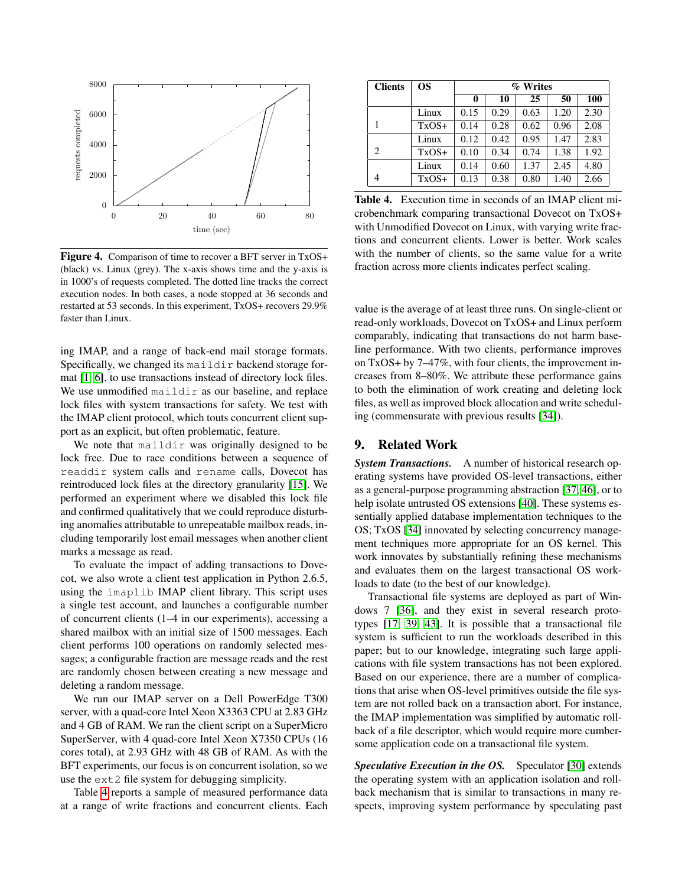**Figure 4.** Comparison of time to recover a BFT server in TxOS+ (black) vs. Linux (grey). The x-axis shows time and the y-axis is in 1000's of requests completed. The dotted line tracks the correct execution nodes. In both cases, a node stopped at 36 seconds and restarted at 53 seconds. In this experiment, TxOS+ recovers 29.9% faster than Linux.

ing IMAP, and a range of back-end mail storage formats. Specifically, we changed its `maildir` backend storage format [1, 6], to use transactions instead of directory lock files. We use unmodified `maildir` as our baseline, and replace lock files with system transactions for safety. We test with the IMAP client protocol, which touts concurrent client support as an explicit, but often problematic, feature.

We note that `maildir` was originally designed to be lock free. Due to race conditions between a sequence of `readdir` system calls and `rename` calls, Dovecot has reintroduced lock files at the directory granularity [15]. We performed an experiment where we disabled this lock file and confirmed qualitatively that we could reproduce disturbing anomalies attributable to unrepeatable mailbox reads, including temporarily lost email messages when another client marks a message as read.

To evaluate the impact of adding transactions to Dovecot, we also wrote a client test application in Python 2.6.5, using the `imaplib` IMAP client library. This script uses a single test account, and launches a configurable number of concurrent clients (1–4 in our experiments), accessing a shared mailbox with an initial size of 1500 messages. Each client performs 100 operations on randomly selected messages; a configurable fraction are message reads and the rest are randomly chosen between creating a new message and deleting a random message.

We run our IMAP server on a Dell PowerEdge T300 server, with a quad-core Intel Xeon X3363 CPU at 2.83 GHz and 4 GB of RAM. We ran the client script on a SuperMicro SuperServer, with 4 quad-core Intel Xeon X7350 CPUs (16 cores total), at 2.93 GHz with 48 GB of RAM. As with the BFT experiments, our focus is on concurrent isolation, so we use the `ext2` file system for debugging simplicity.

Table 4 reports a sample of measured performance data at a range of write fractions and concurrent clients. Each

| Clients | OS | % Writes | | | | |
|---|---|---|---|---|---|---|
| | | 0 | 10 | 25 | 50 | 100 |
| 1 | Linux | 0.15 | 0.29 | 0.63 | 1.20 | 2.30 |
| | TxOS+ | 0.14 | 0.28 | 0.62 | 0.96 | 2.08 |
| 2 | Linux | 0.12 | 0.42 | 0.95 | 1.47 | 2.83 |
| | TxOS+ | 0.10 | 0.34 | 0.74 | 1.38 | 1.92 |
| 4 | Linux | 0.14 | 0.60 | 1.37 | 2.45 | 4.80 |
| | TxOS+ | 0.13 | 0.38 | 0.80 | 1.40 | 2.66 |

**Table 4.** Execution time in seconds of an IMAP client microbenchmark comparing transactional Dovecot on TxOS+ with Unmodified Dovecot on Linux, with varying write fractions and concurrent clients. Lower is better. Work scales with the number of clients, so the same value for a write fraction across more clients indicates perfect scaling.

value is the average of at least three runs. On single-client or read-only workloads, Dovecot on TxOS+ and Linux perform comparably, indicating that transactions do not harm baseline performance. With two clients, performance improves on TxOS+ by 7–47%, with four clients, the improvement increases from 8–80%. We attribute these performance gains to both the elimination of work creating and deleting lock files, as well as improved block allocation and write scheduling (commensurate with previous results [34]).

## 9. Related Work

***System Transactions.*** A number of historical research operating systems have provided OS-level transactions, either as a general-purpose programming abstraction [37, 46], or to help isolate untrusted OS extensions [40]. These systems essentially applied database implementation techniques to the OS; TxOS [34] innovated by selecting concurrency management techniques more appropriate for an OS kernel. This work innovates by substantially refining these mechanisms and evaluates them on the largest transactional OS workloads to date (to the best of our knowledge).

Transactional file systems are deployed as part of Windows 7 [36], and they exist in several research prototypes [17, 39, 43]. It is possible that a transactional file system is sufficient to run the workloads described in this paper; but to our knowledge, integrating such large applications with file system transactions has not been explored. Based on our experience, there are a number of complications that arise when OS-level primitives outside the file system are not rolled back on a transaction abort. For instance, the IMAP implementation was simplified by automatic rollback of a file descriptor, which would require more cumbersome application code on a transactional file system.

***Speculative Execution in the OS.*** Speculator [30] extends the operating system with an application isolation and rollback mechanism that is similar to transactions in many respects, improving system performance by speculating past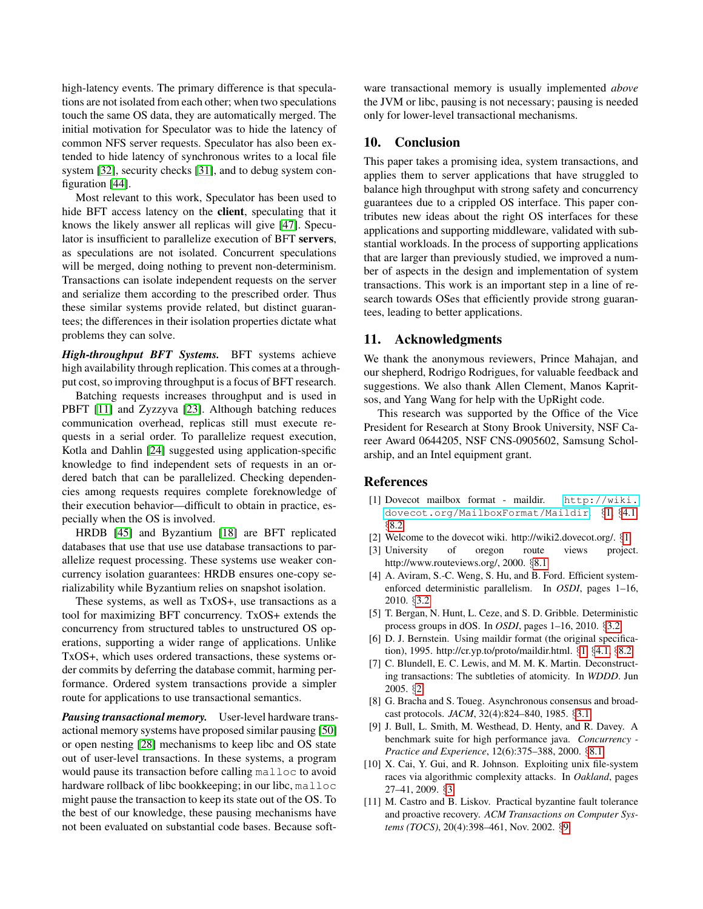high-latency events. The primary difference is that speculations are not isolated from each other; when two speculations touch the same OS data, they are automatically merged. The initial motivation for Speculator was to hide the latency of common NFS server requests. Speculator has also been extended to hide latency of synchronous writes to a local file system [32], security checks [31], and to debug system configuration [44].

Most relevant to this work, Speculator has been used to hide BFT access latency on the **client**, speculating that it knows the likely answer all replicas will give [47]. Speculator is insufficient to parallelize execution of BFT **servers**, as speculations are not isolated. Concurrent speculations will be merged, doing nothing to prevent non-determinism. Transactions can isolate independent requests on the server and serialize them according to the prescribed order. Thus these similar systems provide related, but distinct guarantees; the differences in their isolation properties dictate what problems they can solve.

***High-throughput BFT Systems.*** BFT systems achieve high availability through replication. This comes at a throughput cost, so improving throughput is a focus of BFT research.

Batching requests increases throughput and is used in PBFT [11] and Zyzzyva [23]. Although batching reduces communication overhead, replicas still must execute requests in a serial order. To parallelize request execution, Kotla and Dahlin [24] suggested using application-specific knowledge to find independent sets of requests in an ordered batch that can be parallelized. Checking dependencies among requests requires complete foreknowledge of their execution behavior—difficult to obtain in practice, especially when the OS is involved.

HRDB [45] and Byzantium [18] are BFT replicated databases that use that use use database transactions to parallelize request processing. These systems use weaker concurrency isolation guarantees: HRDB ensures one-copy serializability while Byzantium relies on snapshot isolation.

These systems, as well as TxOS+, use transactions as a tool for maximizing BFT concurrency. TxOS+ extends the concurrency from structured tables to unstructured OS operations, supporting a wider range of applications. Unlike TxOS+, which uses ordered transactions, these systems order commits by deferring the database commit, harming performance. Ordered system transactions provide a simpler route for applications to use transactional semantics.

***Pausing transactional memory.*** User-level hardware transactional memory systems have proposed similar pausing [50] or open nesting [28] mechanisms to keep libc and OS state out of user-level transactions. In these systems, a program would pause its transaction before calling `malloc` to avoid hardware rollback of libc bookkeeping; in our libc, `malloc` might pause the transaction to keep its state out of the OS. To the best of our knowledge, these pausing mechanisms have not been evaluated on substantial code bases. Because software transactional memory is usually implemented *above* the JVM or libc, pausing is not necessary; pausing is needed only for lower-level transactional mechanisms.

## 10. Conclusion

This paper takes a promising idea, system transactions, and applies them to server applications that have struggled to balance high throughput with strong safety and concurrency guarantees due to a crippled OS interface. This paper contributes new ideas about the right OS interfaces for these applications and supporting middleware, validated with substantial workloads. In the process of supporting applications that are larger than previously studied, we improved a number of aspects in the design and implementation of system transactions. This work is an important step in a line of research towards OSes that efficiently provide strong guarantees, leading to better applications.

## 11. Acknowledgments

We thank the anonymous reviewers, Prince Mahajan, and our shepherd, Rodrigo Rodrigues, for valuable feedback and suggestions. We also thank Allen Clement, Manos Kapritsos, and Yang Wang for help with the UpRight code.

This research was supported by the Office of the Vice President for Research at Stony Brook University, NSF Career Award 0644205, NSF CNS-0905602, Samsung Scholarship, and an Intel equipment grant.

## References

[1] Dovecot mailbox format - maildir. `http://wiki.dovecot.org/MailboxFormat/Maildir`. §1 §4.1 §8.2

[2] Welcome to the dovecot wiki. http://wiki2.dovecot.org/. §1

[3] University of oregon route views project. http://www.routeviews.org/, 2000. §8.1

[4] A. Aviram, S.-C. Weng, S. Hu, and B. Ford. Efficient system-enforced deterministic parallelism. In *OSDI*, pages 1–16, 2010. §3.2

[5] T. Bergan, N. Hunt, L. Ceze, and S. D. Gribble. Deterministic process groups in dOS. In *OSDI*, pages 1–16, 2010. §3.2

[6] D. J. Bernstein. Using maildir format (the original specification), 1995. http://cr.yp.to/proto/maildir.html. §1 §4.1 §8.2

[7] C. Blundell, E. C. Lewis, and M. M. K. Martin. Deconstructing transactions: The subtleties of atomicity. In *WDDD*. Jun 2005. §2

[8] G. Bracha and S. Toueg. Asynchronous consensus and broadcast protocols. *JACM*, 32(4):824–840, 1985. §3.1

[9] J. Bull, L. Smith, M. Westhead, D. Henty, and R. Davey. A benchmark suite for high performance java. *Concurrency - Practice and Experience*, 12(6):375–388, 2000. §8.1

[10] X. Cai, Y. Gui, and R. Johnson. Exploiting unix file-system races via algorithmic complexity attacks. In *Oakland*, pages 27–41, 2009. §3

[11] M. Castro and B. Liskov. Practical byzantine fault tolerance and proactive recovery. *ACM Transactions on Computer Systems (TOCS)*, 20(4):398–461, Nov. 2002. §9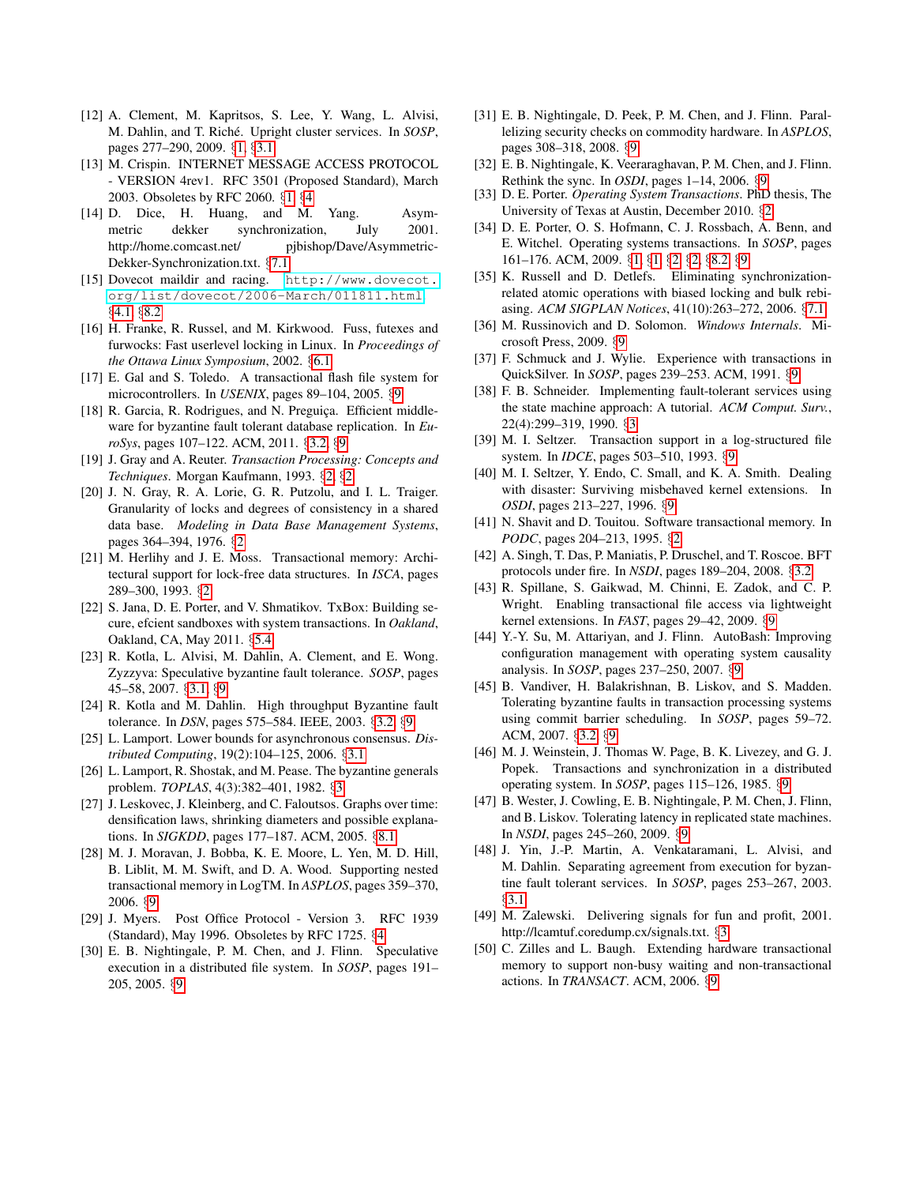[12] A. Clement, M. Kapritsos, S. Lee, Y. Wang, L. Alvisi, M. Dahlin, and T. Riché. Upright cluster services. In *SOSP*, pages 277–290, 2009. §1, §3.1

[13] M. Crispin. INTERNET MESSAGE ACCESS PROTOCOL - VERSION 4rev1. RFC 3501 (Proposed Standard), March 2003. Obsoletes by RFC 2060. §1, §4

[14] D. Dice, H. Huang, and M. Yang. Asymmetric dekker synchronization, July 2001. http://home.comcast.net/ pjbishop/Dave/Asymmetric-Dekker-Synchronization.txt. §7.1

[15] Dovecot maildir and racing. `http://www.dovecot.org/list/dovecot/2006-March/011811.html`. §4.1, §8.2

[16] H. Franke, R. Russel, and M. Kirkwood. Fuss, futexes and furwocks: Fast userlevel locking in Linux. In *Proceedings of the Ottawa Linux Symposium*, 2002. §6.1

[17] E. Gal and S. Toledo. A transactional flash file system for microcontrollers. In *USENIX*, pages 89–104, 2005. §9

[18] R. Garcia, R. Rodrigues, and N. Preguiça. Efficient middleware for byzantine fault tolerant database replication. In *EuroSys*, pages 107–122. ACM, 2011. §3.2, §9

[19] J. Gray and A. Reuter. *Transaction Processing: Concepts and Techniques*. Morgan Kaufmann, 1993. §2, §2

[20] J. N. Gray, R. A. Lorie, G. R. Putzolu, and I. L. Traiger. Granularity of locks and degrees of consistency in a shared data base. *Modeling in Data Base Management Systems*, pages 364–394, 1976. §2

[21] M. Herlihy and J. E. Moss. Transactional memory: Architectural support for lock-free data structures. In *ISCA*, pages 289–300, 1993. §2

[22] S. Jana, D. E. Porter, and V. Shmatikov. TxBox: Building secure, efcient sandboxes with system transactions. In *Oakland*, Oakland, CA, May 2011. §5.4

[23] R. Kotla, L. Alvisi, M. Dahlin, A. Clement, and E. Wong. Zyzzyva: Speculative byzantine fault tolerance. *SOSP*, pages 45–58, 2007. §3.1, §9

[24] R. Kotla and M. Dahlin. High throughput Byzantine fault tolerance. In *DSN*, pages 575–584. IEEE, 2003. §3.2, §9

[25] L. Lamport. Lower bounds for asynchronous consensus. *Distributed Computing*, 19(2):104–125, 2006. §3.1

[26] L. Lamport, R. Shostak, and M. Pease. The byzantine generals problem. *TOPLAS*, 4(3):382–401, 1982. §3

[27] J. Leskovec, J. Kleinberg, and C. Faloutsos. Graphs over time: densification laws, shrinking diameters and possible explanations. In *SIGKDD*, pages 177–187. ACM, 2005. §8.1

[28] M. J. Moravan, J. Bobba, K. E. Moore, L. Yen, M. D. Hill, B. Liblit, M. M. Swift, and D. A. Wood. Supporting nested transactional memory in LogTM. In *ASPLOS*, pages 359–370, 2006. §9

[29] J. Myers. Post Office Protocol - Version 3. RFC 1939 (Standard), May 1996. Obsoletes by RFC 1725. §4

[30] E. B. Nightingale, P. M. Chen, and J. Flinn. Speculative execution in a distributed file system. In *SOSP*, pages 191–205, 2005. §9

[31] E. B. Nightingale, D. Peek, P. M. Chen, and J. Flinn. Parallelizing security checks on commodity hardware. In *ASPLOS*, pages 308–318, 2008. §9

[32] E. B. Nightingale, K. Veeraraghavan, P. M. Chen, and J. Flinn. Rethink the sync. In *OSDI*, pages 1–14, 2006. §9

[33] D. E. Porter. *Operating System Transactions*. PhD thesis, The University of Texas at Austin, December 2010. §2

[34] D. E. Porter, O. S. Hofmann, C. J. Rossbach, A. Benn, and E. Witchel. Operating systems transactions. In *SOSP*, pages 161–176. ACM, 2009. §1, §1, §2, §2, §8.2, §9

[35] K. Russell and D. Detlefs. Eliminating synchronization-related atomic operations with biased locking and bulk rebiasing. *ACM SIGPLAN Notices*, 41(10):263–272, 2006. §7.1

[36] M. Russinovich and D. Solomon. *Windows Internals*. Microsoft Press, 2009. §9

[37] F. Schmuck and J. Wylie. Experience with transactions in QuickSilver. In *SOSP*, pages 239–253. ACM, 1991. §9

[38] F. B. Schneider. Implementing fault-tolerant services using the state machine approach: A tutorial. *ACM Comput. Surv.*, 22(4):299–319, 1990. §3

[39] M. I. Seltzer. Transaction support in a log-structured file system. In *IDCE*, pages 503–510, 1993. §9

[40] M. I. Seltzer, Y. Endo, C. Small, and K. A. Smith. Dealing with disaster: Surviving misbehaved kernel extensions. In *OSDI*, pages 213–227, 1996. §9

[41] N. Shavit and D. Touitou. Software transactional memory. In *PODC*, pages 204–213, 1995. §2

[42] A. Singh, T. Das, P. Maniatis, P. Druschel, and T. Roscoe. BFT protocols under fire. In *NSDI*, pages 189–204, 2008. §3.2

[43] R. Spillane, S. Gaikwad, M. Chinni, E. Zadok, and C. P. Wright. Enabling transactional file access via lightweight kernel extensions. In *FAST*, pages 29–42, 2009. §9

[44] Y.-Y. Su, M. Attariyan, and J. Flinn. AutoBash: Improving configuration management with operating system causality analysis. In *SOSP*, pages 237–250, 2007. §9

[45] B. Vandiver, H. Balakrishnan, B. Liskov, and S. Madden. Tolerating byzantine faults in transaction processing systems using commit barrier scheduling. In *SOSP*, pages 59–72. ACM, 2007. §3.2, §9

[46] M. J. Weinstein, J. Thomas W. Page, B. K. Livezey, and G. J. Popek. Transactions and synchronization in a distributed operating system. In *SOSP*, pages 115–126, 1985. §9

[47] B. Wester, J. Cowling, E. B. Nightingale, P. M. Chen, J. Flinn, and B. Liskov. Tolerating latency in replicated state machines. In *NSDI*, pages 245–260, 2009. §9

[48] J. Yin, J.-P. Martin, A. Venkataramani, L. Alvisi, and M. Dahlin. Separating agreement from execution for byzantine fault tolerant services. In *SOSP*, pages 253–267, 2003. §3.1

[49] M. Zalewski. Delivering signals for fun and profit, 2001. http://lcamtuf.coredump.cx/signals.txt. §3

[50] C. Zilles and L. Baugh. Extending hardware transactional memory to support non-busy waiting and non-transactional actions. In *TRANSACT*. ACM, 2006. §9